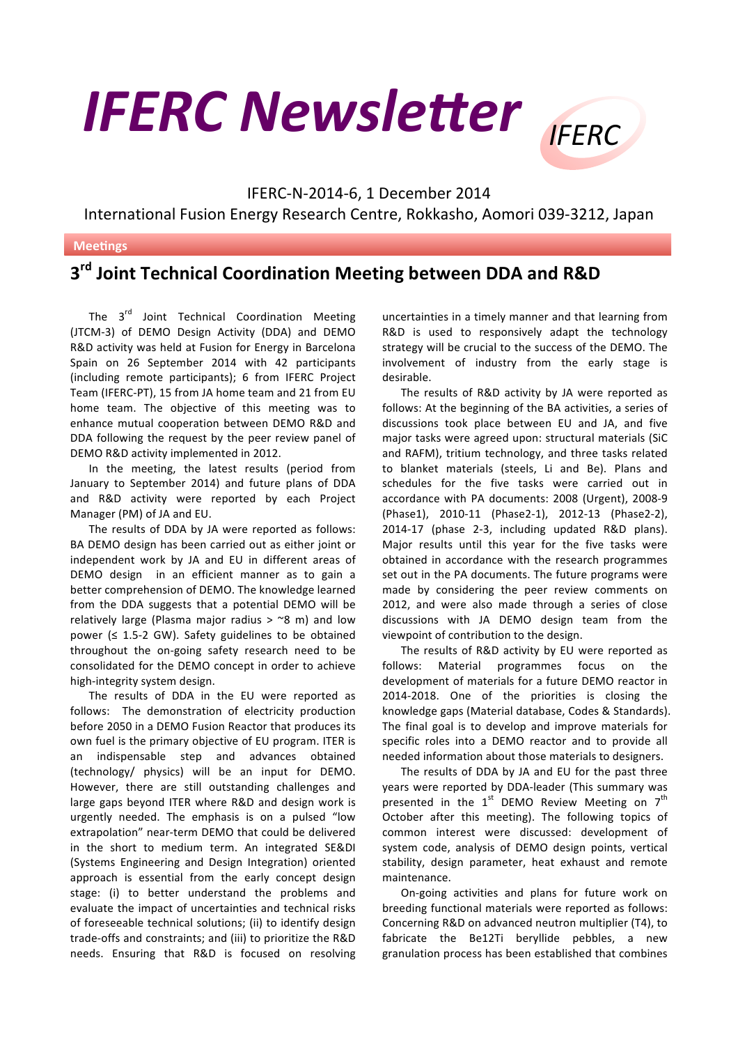# IFERC Newsletter

IFERC

IFERC-N-2014-6, 1 December 2014

International Fusion Energy Research Centre, Rokkasho, Aomori 039-3212, Japan

**Meetings**

## 3rd Joint Technical Coordination Meeting between DDA and R&D

The 3rd Joint Technical Coordination Meeting (JTCM-3) of DEMO Design Activity (DDA) and DEMO R&D activity was held at Fusion for Energy in Barcelona Spain on 26 September 2014 with 42 participants (including remote participants); 6 from IFERC Project Team (IFERC-PT), 15 from JA home team and 21 from EU home team. The objective of this meeting was to enhance mutual cooperation between DEMO R&D and DDA following the request by the peer review panel of DEMO R&D activity implemented in 2012.

In the meeting, the latest results (period from January to September 2014) and future plans of DDA and R&D activity were reported by each Project Manager (PM) of JA and EU.

The results of DDA by JA were reported as follows: BA DEMO design has been carried out as either joint or independent work by JA and EU in different areas of DEMO design in an efficient manner as to gain a better comprehension of DEMO. The knowledge learned from the DDA suggests that a potential DEMO will be relatively large (Plasma major radius > ~8 m) and low power (≤ 1.5-2 GW). Safety guidelines to be obtained throughout the on-going safety research need to be consolidated for the DEMO concept in order to achieve high-integrity system design.

The results of DDA in the EU were reported as follows: The demonstration of electricity production before 2050 in a DEMO Fusion Reactor that produces its own fuel is the primary objective of EU program. ITER is an indispensable step and advances obtained (technology/ physics) will be an input for DEMO. However, there are still outstanding challenges and large gaps beyond ITER where R&D and design work is urgently needed. The emphasis is on a pulsed "low extrapolation" near-term DEMO that could be delivered in the short to medium term. An integrated SE&DI (Systems Engineering and Design Integration) oriented approach is essential from the early concept design stage: (i) to better understand the problems and evaluate the impact of uncertainties and technical risks of foreseeable technical solutions; (ii) to identify design trade-offs and constraints; and (iii) to prioritize the R&D needs. Ensuring that R&D is focused on resolving uncertainties in a timely manner and that learning from R&D is used to responsively adapt the technology strategy will be crucial to the success of the DEMO. The involvement of industry from the early stage is desirable.

The results of R&D activity by JA were reported as follows: At the beginning of the BA activities, a series of discussions took place between EU and JA, and five major tasks were agreed upon: structural materials (SiC and RAFM), tritium technology, and three tasks related to blanket materials (steels, Li and Be). Plans and schedules for the five tasks were carried out in accordance with PA documents: 2008 (Urgent), 2008-9 (Phase1), 2010-11 (Phase2-1), 2012-13 (Phase2-2), 2014-17 (phase 2-3, including updated R&D plans). Major results until this year for the five tasks were obtained in accordance with the research programmes set out in the PA documents. The future programs were made by considering the peer review comments on 2012, and were also made through a series of close discussions with JA DEMO design team from the viewpoint of contribution to the design.

The results of R&D activity by EU were reported as follows: Material programmes focus on the development of materials for a future DEMO reactor in 2014-2018. One of the priorities is closing the knowledge gaps (Material database, Codes & Standards). The final goal is to develop and improve materials for specific roles into a DEMO reactor and to provide all needed information about those materials to designers.

The results of DDA by JA and EU for the past three years were reported by DDA-leader (This summary was presented in the 1st DEMO Review Meeting on 7th October after this meeting). The following topics of common interest were discussed: development of system code, analysis of DEMO design points, vertical stability, design parameter, heat exhaust and remote maintenance.

On-going activities and plans for future work on breeding functional materials were reported as follows: Concerning R&D on advanced neutron multiplier (T4), to fabricate the $Be_{12}Ti$ beryllide pebbles, a new granulation process has been established that combines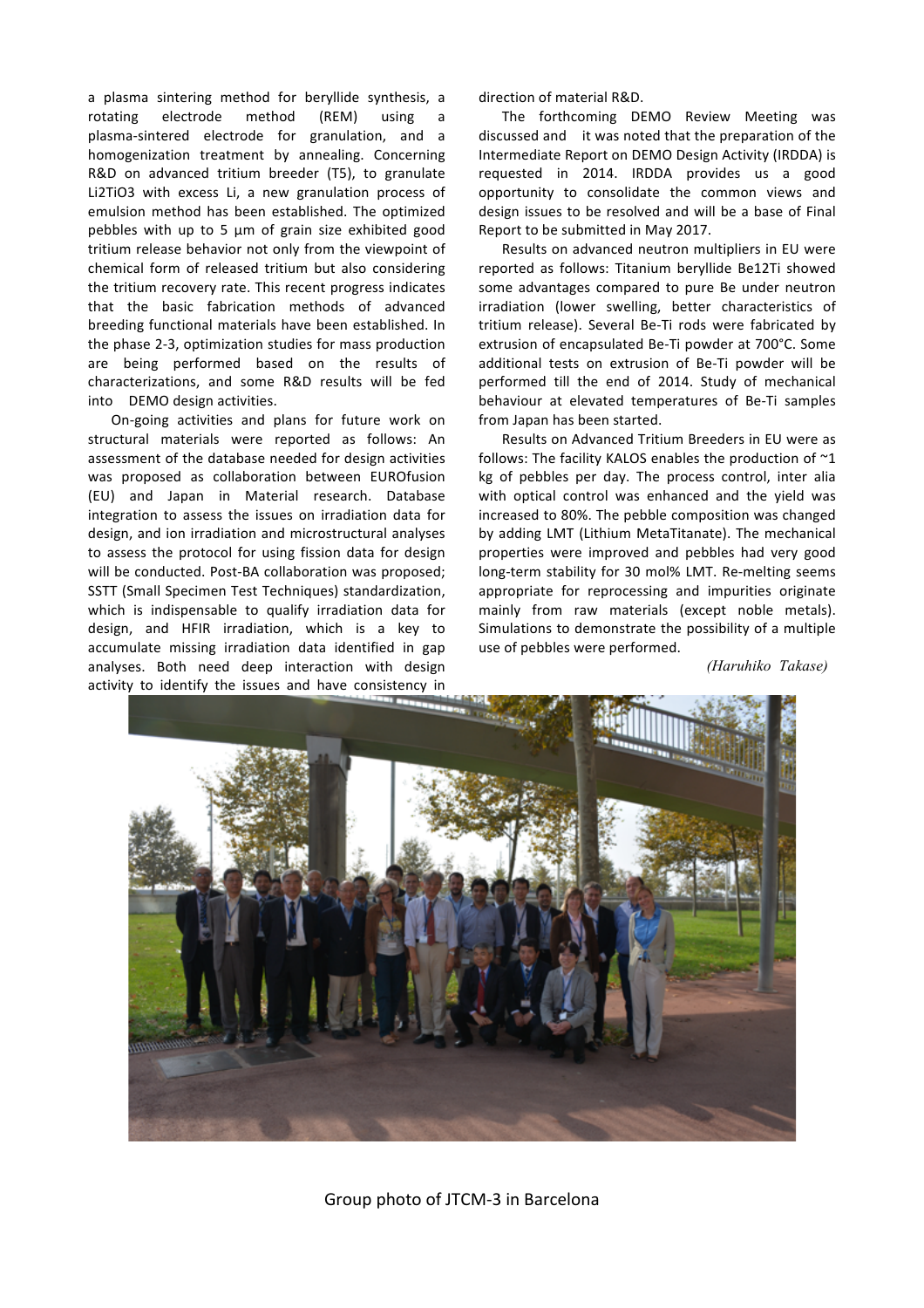a plasma sintering method for beryllide synthesis, a rotating electrode method (REM) using a plasma-sintered electrode for granulation, and a homogenization treatment by annealing. Concerning R&D on advanced tritium breeder (T5), to granulate $Li_2TiO_3$ with excess Li, a new granulation process of emulsion method has been established. The optimized pebbles with up to 5 µm of grain size exhibited good tritium release behavior not only from the viewpoint of chemical form of released tritium but also considering the tritium recovery rate. This recent progress indicates that the basic fabrication methods of advanced breeding functional materials have been established. In the phase 2-3, optimization studies for mass production are being performed based on the results of characterizations, and some R&D results will be fed into DEMO design activities.

On-going activities and plans for future work on structural materials were reported as follows: An assessment of the database needed for design activities was proposed as collaboration between EUROfusion (EU) and Japan in Material research. Database integration to assess the issues on irradiation data for design, and ion irradiation and microstructural analyses to assess the protocol for using fission data for design will be conducted. Post-BA collaboration was proposed; SSTT (Small Specimen Test Techniques) standardization, which is indispensable to qualify irradiation data for design, and HFIR irradiation, which is a key to accumulate missing irradiation data identified in gap analyses. Both need deep interaction with design activity to identify the issues and have consistency in direction of material R&D.

The forthcoming DEMO Review Meeting was discussed and it was noted that the preparation of the Intermediate Report on DEMO Design Activity (IRDDA) is requested in 2014. IRDDA provides us a good opportunity to consolidate the common views and design issues to be resolved and will be a base of Final Report to be submitted in May 2017.

Results on advanced neutron multipliers in EU were reported as follows: Titanium beryllide $Be_{12}Ti$ showed some advantages compared to pure Be under neutron irradiation (lower swelling, better characteristics of tritium release). Several Be-Ti rods were fabricated by extrusion of encapsulated Be-Ti powder at 700°C. Some additional tests on extrusion of Be-Ti powder will be performed till the end of 2014. Study of mechanical behaviour at elevated temperatures of Be-Ti samples from Japan has been started.

Results on Advanced Tritium Breeders in EU were as follows: The facility KALOS enables the production of ~1 kg of pebbles per day. The process control, inter alia with optical control was enhanced and the yield was increased to 80%. The pebble composition was changed by adding LMT (Lithium MetaTitanate). The mechanical properties were improved and pebbles had very good long-term stability for 30 mol% LMT. Re-melting seems appropriate for reprocessing and impurities originate mainly from raw materials (except noble metals). Simulations to demonstrate the possibility of a multiple use of pebbles were performed.

*(Haruhiko Takase)*

Group photo of JTCM-3 in Barcelona